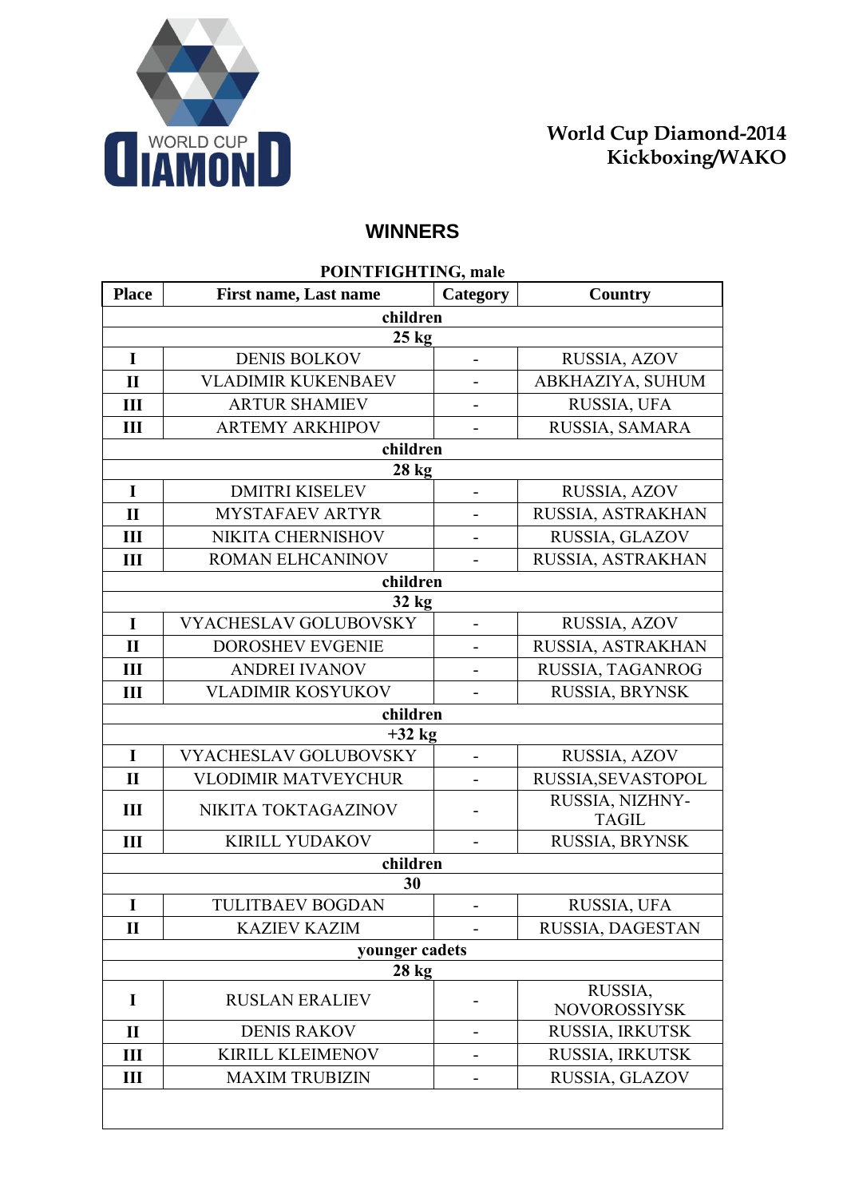World Cup Diamond-2014
Kickboxing/WAKO

# WINNERS

**POINTFIGHTING, male**

| Place | First name, Last name | Category | Country |
|---|---|---|---|
| | **children** | | |
| | **25 kg** | | |
| I | DENIS BOLKOV | - | RUSSIA, AZOV |
| II | VLADIMIR KUKENBAEV | - | ABKHAZIYA, SUHUM |
| III | ARTUR SHAMIEV | - | RUSSIA, UFA |
| III | ARTEMY ARKHIPOV | - | RUSSIA, SAMARA |
| | **children** | | |
| | **28 kg** | | |
| I | DMITRI KISELEV | - | RUSSIA, AZOV |
| II | MYSTAFAEV ARTYR | - | RUSSIA, ASTRAKHAN |
| III | NIKITA CHERNISHOV | - | RUSSIA, GLAZOV |
| III | ROMAN ELHCANINOV | - | RUSSIA, ASTRAKHAN |
| | **children** | | |
| | **32 kg** | | |
| I | VYACHESLAV GOLUBOVSKY | - | RUSSIA, AZOV |
| II | DOROSHEV EVGENIE | - | RUSSIA, ASTRAKHAN |
| III | ANDREI IVANOV | - | RUSSIA, TAGANROG |
| III | VLADIMIR KOSYUKOV | - | RUSSIA, BRYNSK |
| | **children** | | |
| | **+32 kg** | | |
| I | VYACHESLAV GOLUBOVSKY | - | RUSSIA, AZOV |
| II | VLODIMIR MATVEYCHUR | - | RUSSIA,SEVASTOPOL |
| III | NIKITA TOKTAGAZINOV | - | RUSSIA, NIZHNY-TAGIL |
| III | KIRILL YUDAKOV | - | RUSSIA, BRYNSK |
| | **children** | | |
| | **30** | | |
| I | TULITBAEV BOGDAN | - | RUSSIA, UFA |
| II | KAZIEV KAZIM | - | RUSSIA, DAGESTAN |
| | **younger cadets** | | |
| | **28 kg** | | |
| I | RUSLAN ERALIEV | - | RUSSIA, NOVOROSSIYSK |
| II | DENIS RAKOV | - | RUSSIA, IRKUTSK |
| III | KIRILL KLEIMENOV | - | RUSSIA, IRKUTSK |
| III | MAXIM TRUBIZIN | - | RUSSIA, GLAZOV |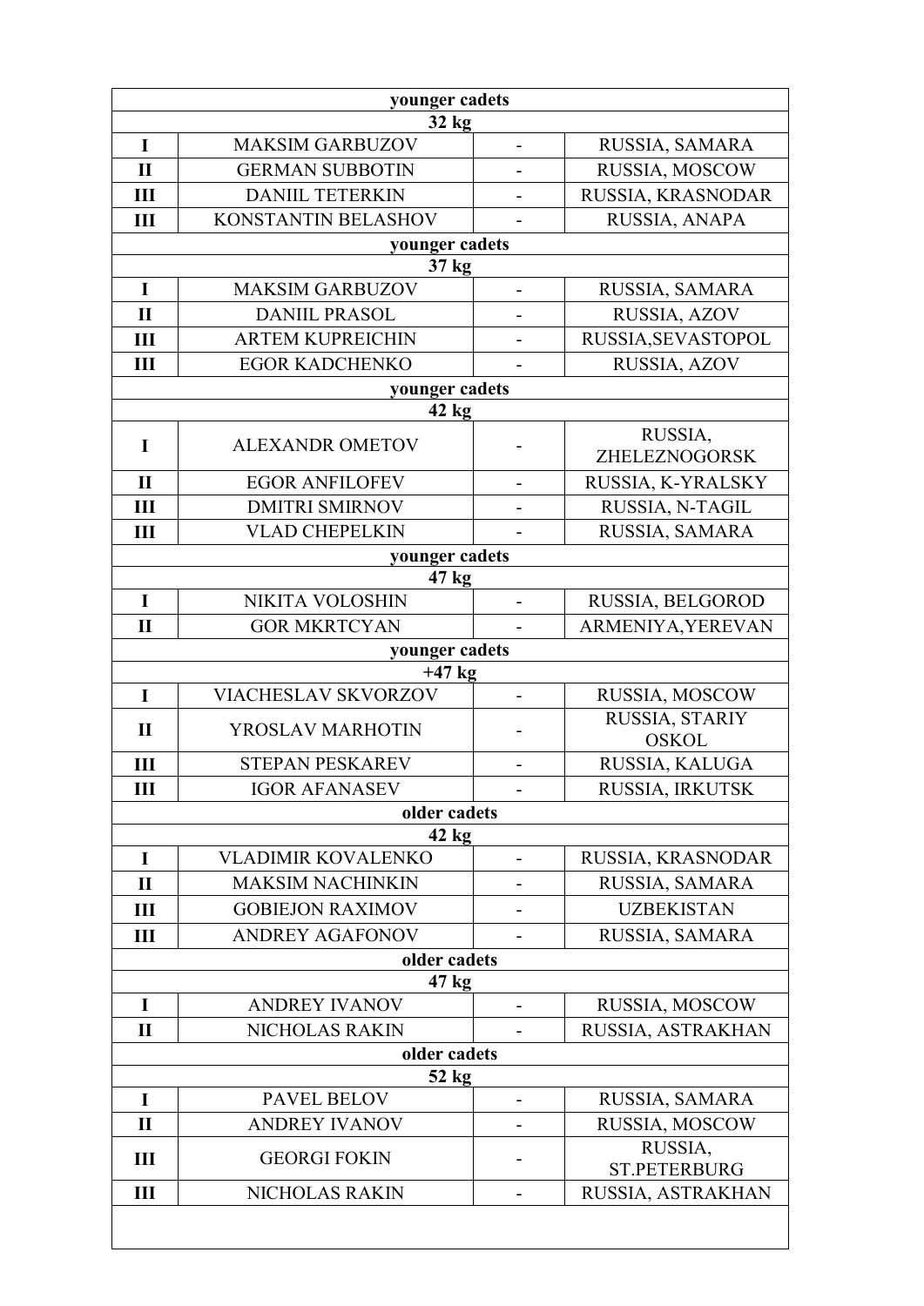| younger cadets | | | |
|---|---|---|---|
| **32 kg** | | | |
| I | MAKSIM GARBUZOV | - | RUSSIA, SAMARA |
| II | GERMAN SUBBOTIN | - | RUSSIA, MOSCOW |
| III | DANIIL TETERKIN | - | RUSSIA, KRASNODAR |
| III | KONSTANTIN BELASHOV | - | RUSSIA, ANAPA |
| **younger cadets** | | | |
| **37 kg** | | | |
| I | MAKSIM GARBUZOV | - | RUSSIA, SAMARA |
| II | DANIIL PRASOL | - | RUSSIA, AZOV |
| III | ARTEM KUPREICHIN | - | RUSSIA,SEVASTOPOL |
| III | EGOR KADCHENKO | - | RUSSIA, AZOV |
| **younger cadets** | | | |
| **42 kg** | | | |
| I | ALEXANDR OMETOV | - | RUSSIA, ZHELEZNOGORSK |
| II | EGOR ANFILOFEV | - | RUSSIA, K-YRALSKY |
| III | DMITRI SMIRNOV | - | RUSSIA, N-TAGIL |
| III | VLAD CHEPELKIN | - | RUSSIA, SAMARA |
| **younger cadets** | | | |
| **47 kg** | | | |
| I | NIKITA VOLOSHIN | - | RUSSIA, BELGOROD |
| II | GOR MKRTCYAN | - | ARMENIYA,YEREVAN |
| **younger cadets** | | | |
| **+47 kg** | | | |
| I | VIACHESLAV SKVORZOV | - | RUSSIA, MOSCOW |
| II | YROSLAV MARHOTIN | - | RUSSIA, STARIY OSKOL |
| III | STEPAN PESKAREV | - | RUSSIA, KALUGA |
| III | IGOR AFANASEV | - | RUSSIA, IRKUTSK |
| **older cadets** | | | |
| **42 kg** | | | |
| I | VLADIMIR KOVALENKO | - | RUSSIA, KRASNODAR |
| II | MAKSIM NACHINKIN | - | RUSSIA, SAMARA |
| III | GOBIEJON RAXIMOV | - | UZBEKISTAN |
| III | ANDREY AGAFONOV | - | RUSSIA, SAMARA |
| **older cadets** | | | |
| **47 kg** | | | |
| I | ANDREY IVANOV | - | RUSSIA, MOSCOW |
| II | NICHOLAS RAKIN | - | RUSSIA, ASTRAKHAN |
| **older cadets** | | | |
| **52 kg** | | | |
| I | PAVEL BELOV | - | RUSSIA, SAMARA |
| II | ANDREY IVANOV | - | RUSSIA, MOSCOW |
| III | GEORGI FOKIN | - | RUSSIA, ST.PETERBURG |
| III | NICHOLAS RAKIN | - | RUSSIA, ASTRAKHAN |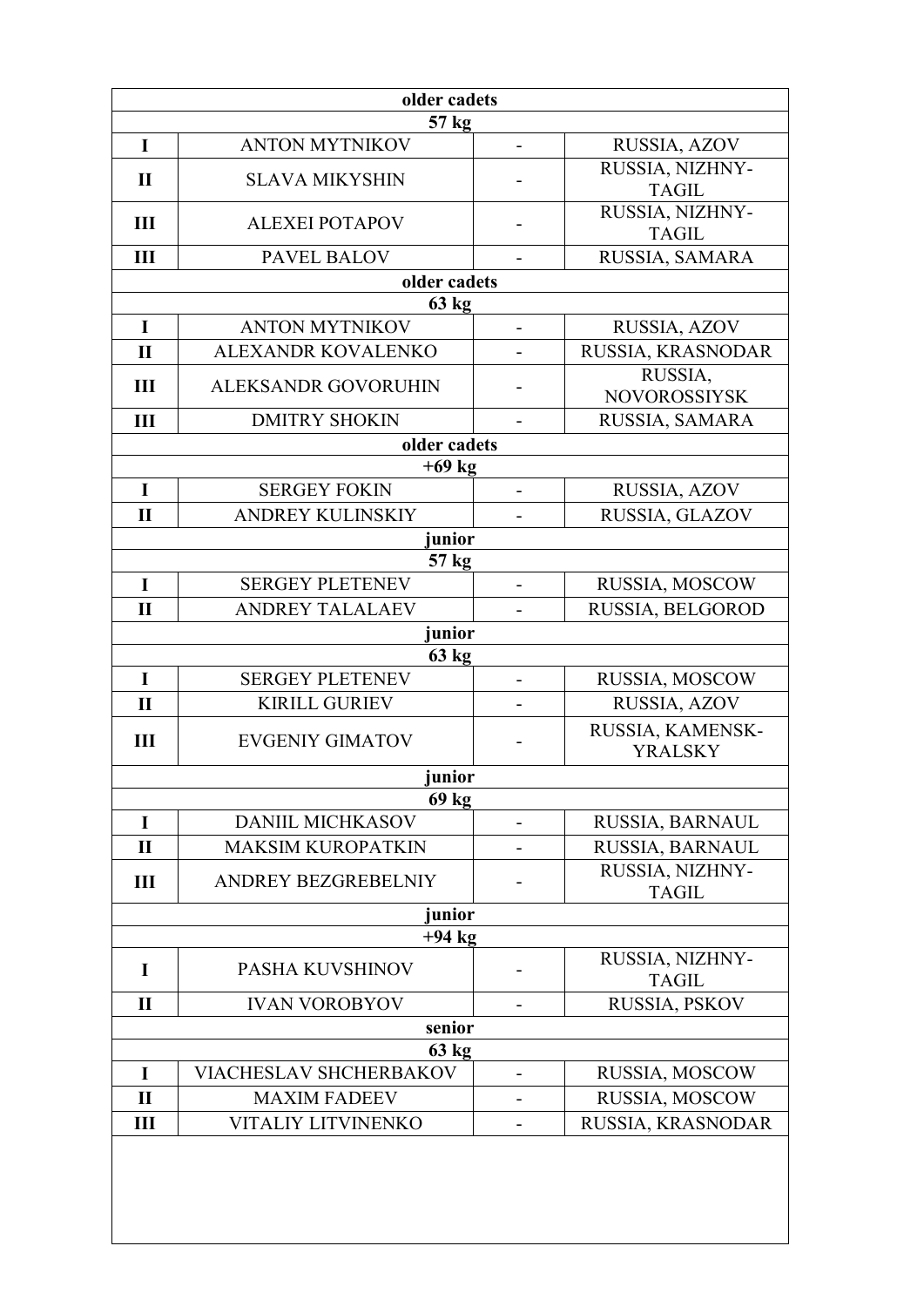| | | | |
|---|---|---|---|
| **older cadets** | | | |
| **57 kg** | | | |
| **I** | ANTON MYTNIKOV | - | RUSSIA, AZOV |
| **II** | SLAVA MIKYSHIN | - | RUSSIA, NIZHNY-TAGIL |
| **III** | ALEXEI POTAPOV | - | RUSSIA, NIZHNY-TAGIL |
| **III** | PAVEL BALOV | - | RUSSIA, SAMARA |
| **older cadets** | | | |
| **63 kg** | | | |
| **I** | ANTON MYTNIKOV | - | RUSSIA, AZOV |
| **II** | ALEXANDR KOVALENKO | - | RUSSIA, KRASNODAR |
| **III** | ALEKSANDR GOVORUHIN | - | RUSSIA, NOVOROSSIYSK |
| **III** | DMITRY SHOKIN | - | RUSSIA, SAMARA |
| **older cadets** | | | |
| **+69 kg** | | | |
| **I** | SERGEY FOKIN | - | RUSSIA, AZOV |
| **II** | ANDREY KULINSKIY | - | RUSSIA, GLAZOV |
| **junior** | | | |
| **57 kg** | | | |
| **I** | SERGEY PLETENEV | - | RUSSIA, MOSCOW |
| **II** | ANDREY TALALAEV | - | RUSSIA, BELGOROD |
| **junior** | | | |
| **63 kg** | | | |
| **I** | SERGEY PLETENEV | - | RUSSIA, MOSCOW |
| **II** | KIRILL GURIEV | - | RUSSIA, AZOV |
| **III** | EVGENIY GIMATOV | - | RUSSIA, KAMENSK-YRALSKY |
| **junior** | | | |
| **69 kg** | | | |
| **I** | DANIIL MICHKASOV | - | RUSSIA, BARNAUL |
| **II** | MAKSIM KUROPATKIN | - | RUSSIA, BARNAUL |
| **III** | ANDREY BEZGREBELNIY | - | RUSSIA, NIZHNY-TAGIL |
| **junior** | | | |
| **+94 kg** | | | |
| **I** | PASHA KUVSHINOV | - | RUSSIA, NIZHNY-TAGIL |
| **II** | IVAN VOROBYOV | - | RUSSIA, PSKOV |
| **senior** | | | |
| **63 kg** | | | |
| **I** | VIACHESLAV SHCHERBAKOV | - | RUSSIA, MOSCOW |
| **II** | MAXIM FADEEV | - | RUSSIA, MOSCOW |
| **III** | VITALIY LITVINENKO | - | RUSSIA, KRASNODAR |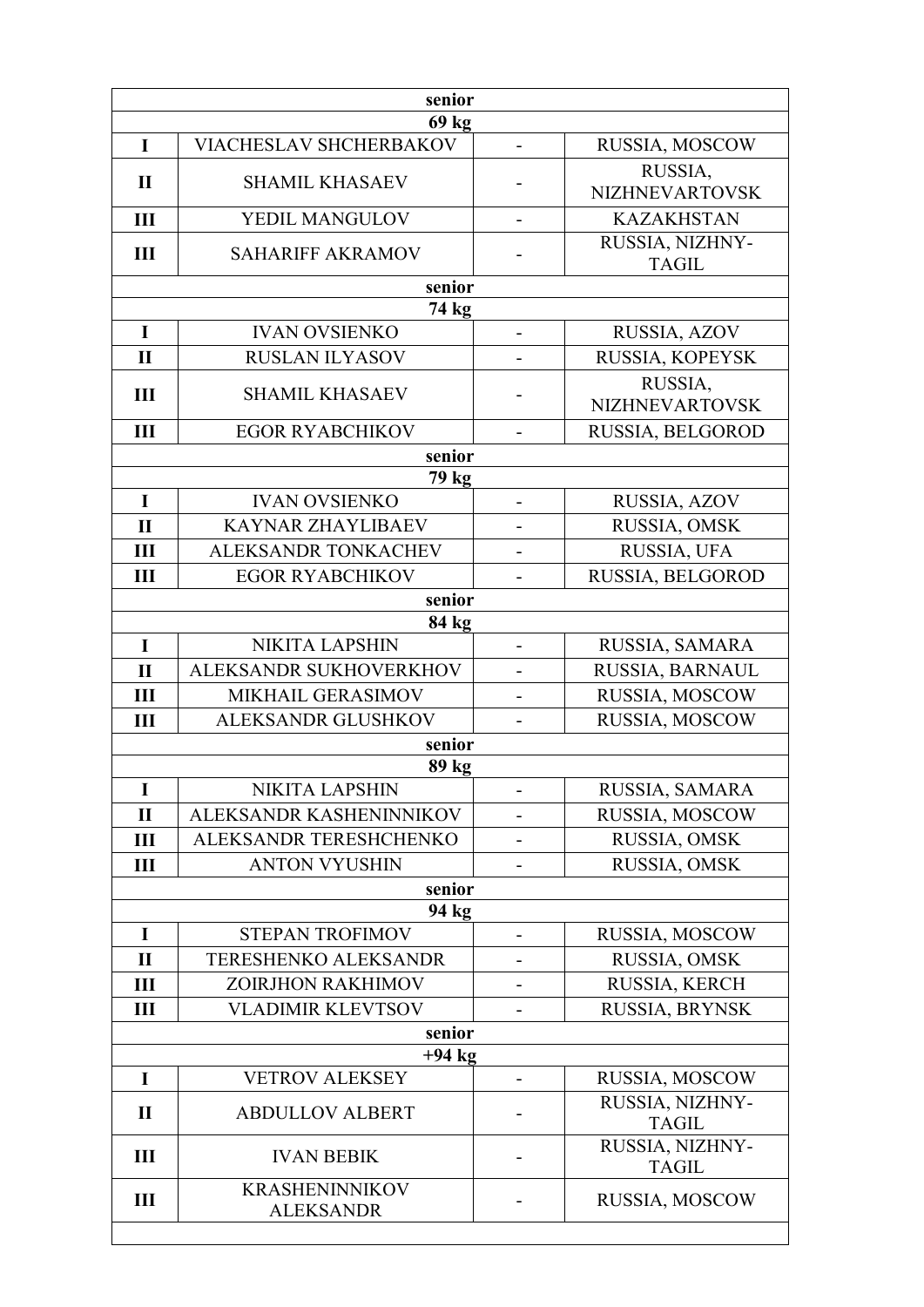| senior | | | |
|---|---|---|---|
| **69 kg** | | | |
| **I** | VIACHESLAV SHCHERBAKOV | - | RUSSIA, MOSCOW |
| **II** | SHAMIL KHASAEV | - | RUSSIA, NIZHNEVARTOVSK |
| **III** | YEDIL MANGULOV | - | KAZAKHSTAN |
| **III** | SAHARIFF AKRAMOV | - | RUSSIA, NIZHNY-TAGIL |
| **senior** | | | |
| **74 kg** | | | |
| **I** | IVAN OVSIENKO | - | RUSSIA, AZOV |
| **II** | RUSLAN ILYASOV | - | RUSSIA, KOPEYSK |
| **III** | SHAMIL KHASAEV | - | RUSSIA, NIZHNEVARTOVSK |
| **III** | EGOR RYABCHIKOV | - | RUSSIA, BELGOROD |
| **senior** | | | |
| **79 kg** | | | |
| **I** | IVAN OVSIENKO | - | RUSSIA, AZOV |
| **II** | KAYNAR ZHAYLIBAEV | - | RUSSIA, OMSK |
| **III** | ALEKSANDR TONKACHEV | - | RUSSIA, UFA |
| **III** | EGOR RYABCHIKOV | - | RUSSIA, BELGOROD |
| **senior** | | | |
| **84 kg** | | | |
| **I** | NIKITA LAPSHIN | - | RUSSIA, SAMARA |
| **II** | ALEKSANDR SUKHOVERKHOV | - | RUSSIA, BARNAUL |
| **III** | MIKHAIL GERASIMOV | - | RUSSIA, MOSCOW |
| **III** | ALEKSANDR GLUSHKOV | - | RUSSIA, MOSCOW |
| **senior** | | | |
| **89 kg** | | | |
| **I** | NIKITA LAPSHIN | - | RUSSIA, SAMARA |
| **II** | ALEKSANDR KASHENINNIKOV | - | RUSSIA, MOSCOW |
| **III** | ALEKSANDR TERESHCHENKO | - | RUSSIA, OMSK |
| **III** | ANTON VYUSHIN | - | RUSSIA, OMSK |
| **senior** | | | |
| **94 kg** | | | |
| **I** | STEPAN TROFIMOV | - | RUSSIA, MOSCOW |
| **II** | TERESHENKO ALEKSANDR | - | RUSSIA, OMSK |
| **III** | ZOIRJHON RAKHIMOV | - | RUSSIA, KERCH |
| **III** | VLADIMIR KLEVTSOV | - | RUSSIA, BRYNSK |
| **senior** | | | |
| **+94 kg** | | | |
| **I** | VETROV ALEKSEY | - | RUSSIA, MOSCOW |
| **II** | ABDULLOV ALBERT | - | RUSSIA, NIZHNY-TAGIL |
| **III** | IVAN BEBIK | - | RUSSIA, NIZHNY-TAGIL |
| **III** | KRASHENINNIKOV ALEKSANDR | - | RUSSIA, MOSCOW |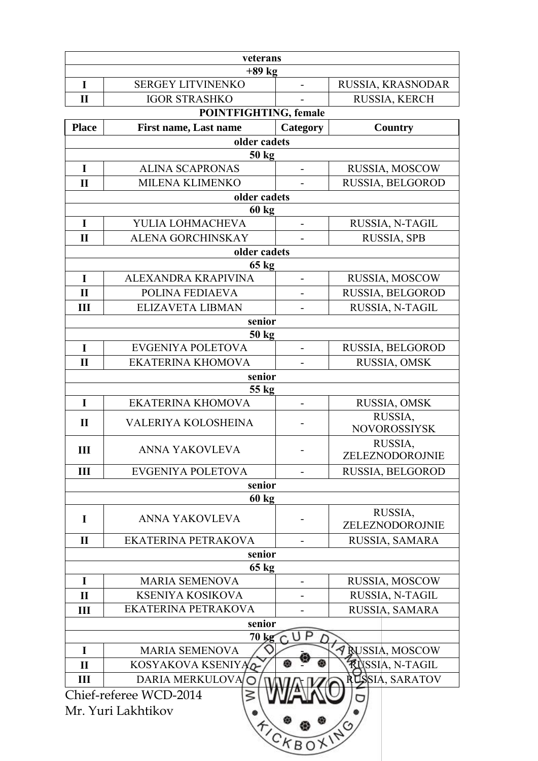| | | | |
|---|---|---|---|
| **veterans** | | | |
| **+89 kg** | | | |
| **I** | SERGEY LITVINENKO | - | RUSSIA, KRASNODAR |
| **II** | IGOR STRASHKO | - | RUSSIA, KERCH |

**POINTFIGHTING, female**

| Place | First name, Last name | Category | Country |
|---|---|---|---|
| **older cadets** | | | |
| **50 kg** | | | |
| **I** | ALINA SCAPRONAS | - | RUSSIA, MOSCOW |
| **II** | MILENA KLIMENKO | - | RUSSIA, BELGOROD |
| **older cadets** | | | |
| **60 kg** | | | |
| **I** | YULIA LOHMACHEVA | - | RUSSIA, N-TAGIL |
| **II** | ALENA GORCHINSKAY | - | RUSSIA, SPB |
| **older cadets** | | | |
| **65 kg** | | | |
| **I** | ALEXANDRA KRAPIVINA | - | RUSSIA, MOSCOW |
| **II** | POLINA FEDIAEVA | - | RUSSIA, BELGOROD |
| **III** | ELIZAVETA LIBMAN | - | RUSSIA, N-TAGIL |
| **senior** | | | |
| **50 kg** | | | |
| **I** | EVGENIYA POLETOVA | - | RUSSIA, BELGOROD |
| **II** | EKATERINA KHOMOVA | - | RUSSIA, OMSK |
| **senior** | | | |
| **55 kg** | | | |
| **I** | EKATERINA KHOMOVA | - | RUSSIA, OMSK |
| **II** | VALERIYA KOLOSHEINA | - | RUSSIA, NOVOROSSIYSK |
| **III** | ANNA YAKOVLEVA | - | RUSSIA, ZELEZNODOROJNIE |
| **III** | EVGENIYA POLETOVA | - | RUSSIA, BELGOROD |
| **senior** | | | |
| **60 kg** | | | |
| **I** | ANNA YAKOVLEVA | - | RUSSIA, ZELEZNODOROJNIE |
| **II** | EKATERINA PETRAKOVA | - | RUSSIA, SAMARA |
| **senior** | | | |
| **65 kg** | | | |
| **I** | MARIA SEMENOVA | - | RUSSIA, MOSCOW |
| **II** | KSENIYA KOSIKOVA | - | RUSSIA, N-TAGIL |
| **III** | EKATERINA PETRAKOVA | - | RUSSIA, SAMARA |
| **senior** | | | |
| **70 kg** | | | |
| **I** | MARIA SEMENOVA | - | RUSSIA, MOSCOW |
| **II** | KOSYAKOVA KSENIYA | - | RUSSIA, N-TAGIL |
| **III** | DARIA MERKULOVA | - | RUSSIA, SARATOV |

Chief-referee WCD-2014
Mr. Yuri Lakhtikov